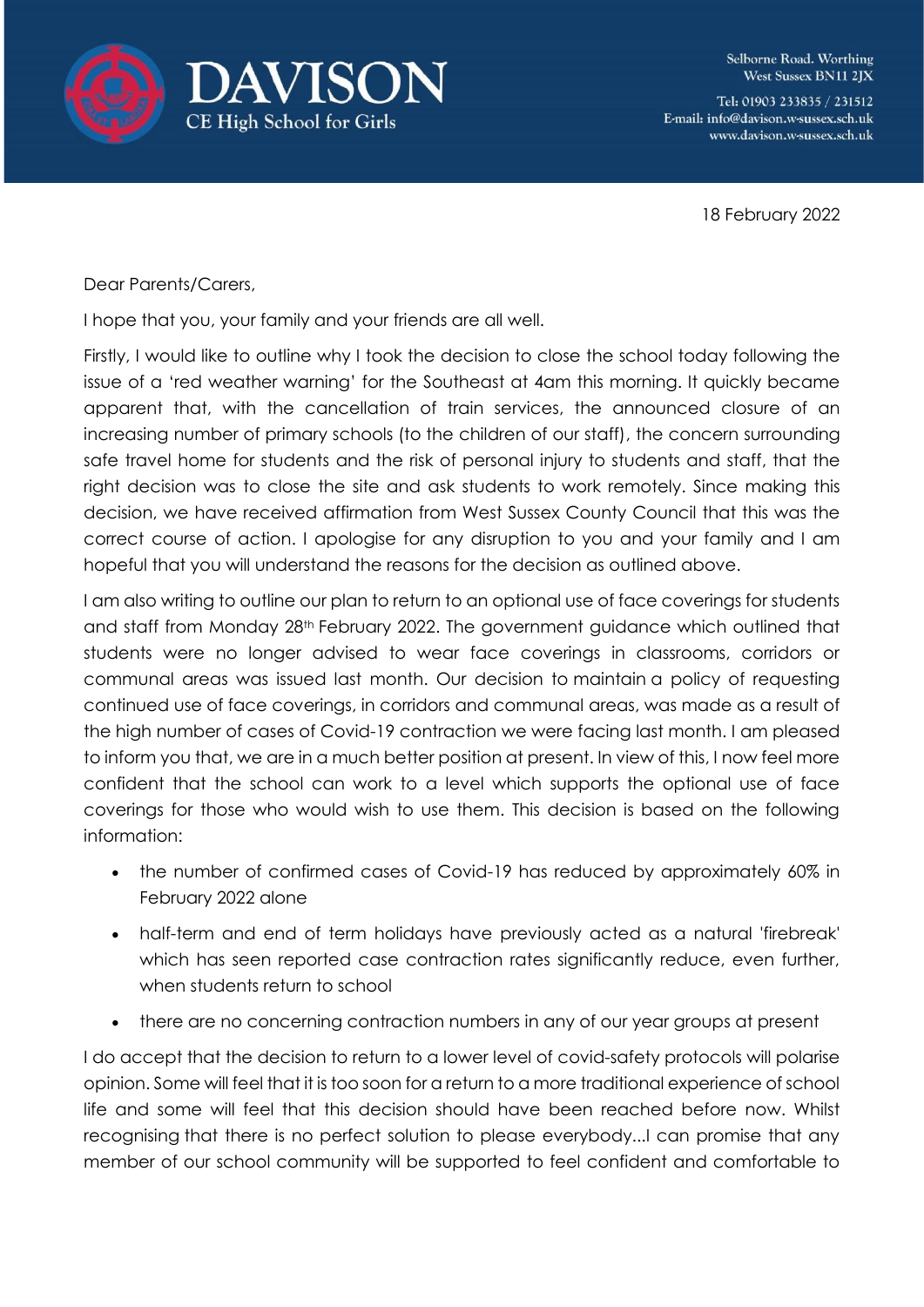**DAVISON**
CE High School for Girls

Selborne Road, Worthing
West Sussex BN11 2JX

Tel: 01903 233835 / 231512
E-mail: info@davison.w-sussex.sch.uk
www.davison.w-sussex.sch.uk

18 February 2022

Dear Parents/Carers,

I hope that you, your family and your friends are all well.

Firstly, I would like to outline why I took the decision to close the school today following the issue of a 'red weather warning' for the Southeast at 4am this morning. It quickly became apparent that, with the cancellation of train services, the announced closure of an increasing number of primary schools (to the children of our staff), the concern surrounding safe travel home for students and the risk of personal injury to students and staff, that the right decision was to close the site and ask students to work remotely. Since making this decision, we have received affirmation from West Sussex County Council that this was the correct course of action. I apologise for any disruption to you and your family and I am hopeful that you will understand the reasons for the decision as outlined above.

I am also writing to outline our plan to return to an optional use of face coverings for students and staff from Monday 28th February 2022. The government guidance which outlined that students were no longer advised to wear face coverings in classrooms, corridors or communal areas was issued last month. Our decision to maintain a policy of requesting continued use of face coverings, in corridors and communal areas, was made as a result of the high number of cases of Covid-19 contraction we were facing last month. I am pleased to inform you that, we are in a much better position at present. In view of this, I now feel more confident that the school can work to a level which supports the optional use of face coverings for those who would wish to use them. This decision is based on the following information:

- the number of confirmed cases of Covid-19 has reduced by approximately 60% in February 2022 alone
- half-term and end of term holidays have previously acted as a natural 'firebreak' which has seen reported case contraction rates significantly reduce, even further, when students return to school
- there are no concerning contraction numbers in any of our year groups at present

I do accept that the decision to return to a lower level of covid-safety protocols will polarise opinion. Some will feel that it is too soon for a return to a more traditional experience of school life and some will feel that this decision should have been reached before now. Whilst recognising that there is no perfect solution to please everybody...I can promise that any member of our school community will be supported to feel confident and comfortable to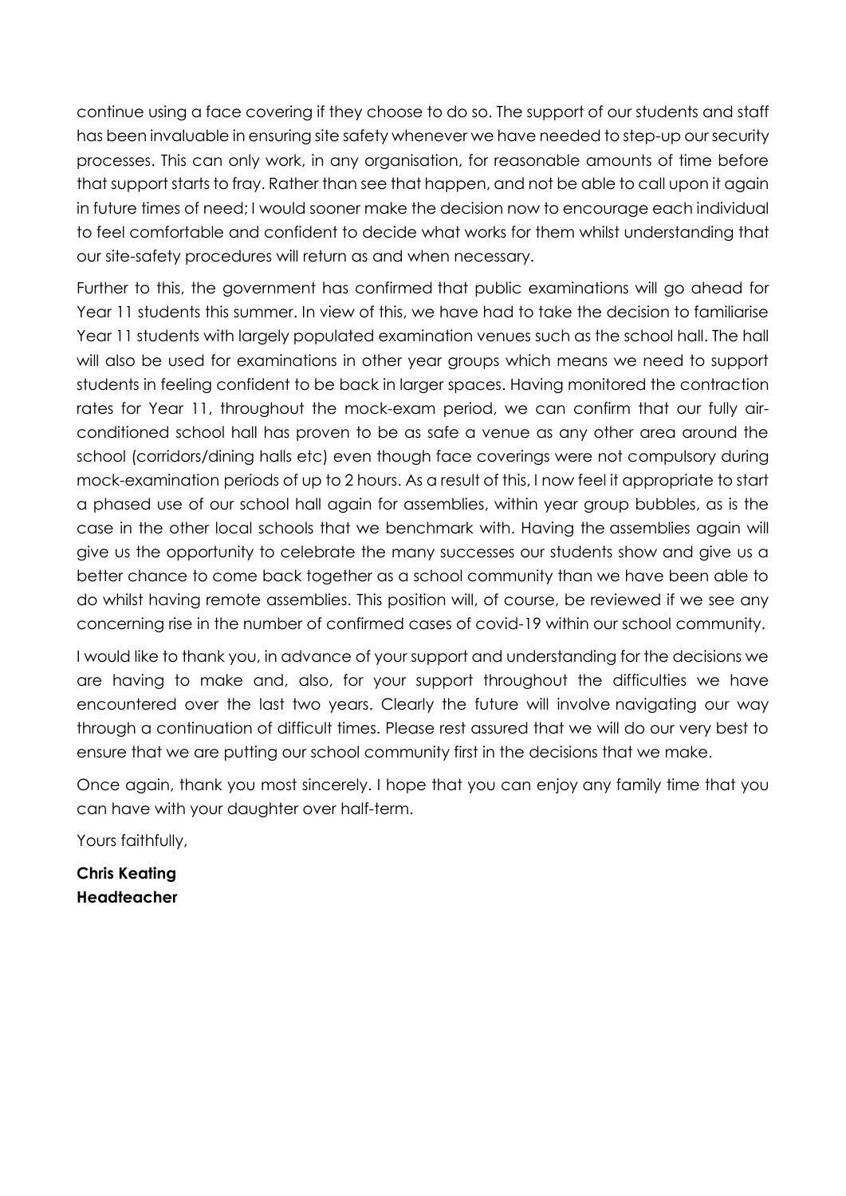continue using a face covering if they choose to do so. The support of our students and staff has been invaluable in ensuring site safety whenever we have needed to step-up our security processes. This can only work, in any organisation, for reasonable amounts of time before that support starts to fray. Rather than see that happen, and not be able to call upon it again in future times of need; I would sooner make the decision now to encourage each individual to feel comfortable and confident to decide what works for them whilst understanding that our site-safety procedures will return as and when necessary.

Further to this, the government has confirmed that public examinations will go ahead for Year 11 students this summer. In view of this, we have had to take the decision to familiarise Year 11 students with largely populated examination venues such as the school hall. The hall will also be used for examinations in other year groups which means we need to support students in feeling confident to be back in larger spaces. Having monitored the contraction rates for Year 11, throughout the mock-exam period, we can confirm that our fully air-conditioned school hall has proven to be as safe a venue as any other area around the school (corridors/dining halls etc) even though face coverings were not compulsory during mock-examination periods of up to 2 hours. As a result of this, I now feel it appropriate to start a phased use of our school hall again for assemblies, within year group bubbles, as is the case in the other local schools that we benchmark with. Having the assemblies again will give us the opportunity to celebrate the many successes our students show and give us a better chance to come back together as a school community than we have been able to do whilst having remote assemblies. This position will, of course, be reviewed if we see any concerning rise in the number of confirmed cases of covid-19 within our school community.

I would like to thank you, in advance of your support and understanding for the decisions we are having to make and, also, for your support throughout the difficulties we have encountered over the last two years. Clearly the future will involve navigating our way through a continuation of difficult times. Please rest assured that we will do our very best to ensure that we are putting our school community first in the decisions that we make.

Once again, thank you most sincerely. I hope that you can enjoy any family time that you can have with your daughter over half-term.

Yours faithfully,

**Chris Keating**
**Headteacher**